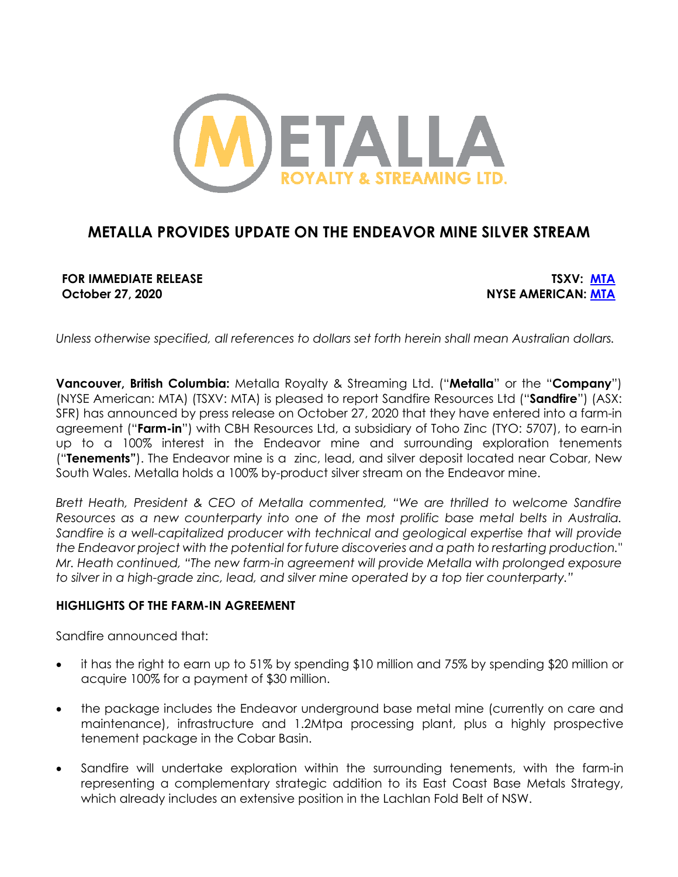# METALLA PROVIDES UPDATE ON THE ENDEAVOR MINE SILVER STREAM

**FOR IMMEDIATE RELEASE**
**October 27, 2020**

**TSXV: MTA**
**NYSE AMERICAN: MTA**

*Unless otherwise specified, all references to dollars set forth herein shall mean Australian dollars.*

**Vancouver, British Columbia:** Metalla Royalty & Streaming Ltd. ("**Metalla**" or the "**Company**") (NYSE American: MTA) (TSXV: MTA) is pleased to report Sandfire Resources Ltd ("**Sandfire**") (ASX: SFR) has announced by press release on October 27, 2020 that they have entered into a farm-in agreement ("**Farm-in**") with CBH Resources Ltd, a subsidiary of Toho Zinc (TYO: 5707), to earn-in up to a 100% interest in the Endeavor mine and surrounding exploration tenements ("**Tenements"**). The Endeavor mine is a zinc, lead, and silver deposit located near Cobar, New South Wales. Metalla holds a 100% by-product silver stream on the Endeavor mine.

*Brett Heath, President & CEO of Metalla commented, "We are thrilled to welcome Sandfire Resources as a new counterparty into one of the most prolific base metal belts in Australia. Sandfire is a well-capitalized producer with technical and geological expertise that will provide the Endeavor project with the potential for future discoveries and a path to restarting production." Mr. Heath continued, "The new farm-in agreement will provide Metalla with prolonged exposure to silver in a high-grade zinc, lead, and silver mine operated by a top tier counterparty."*

## HIGHLIGHTS OF THE FARM-IN AGREEMENT

Sandfire announced that:

- it has the right to earn up to 51% by spending $10 million and 75% by spending $20 million or acquire 100% for a payment of $30 million.
- the package includes the Endeavor underground base metal mine (currently on care and maintenance), infrastructure and 1.2Mtpa processing plant, plus a highly prospective tenement package in the Cobar Basin.
- Sandfire will undertake exploration within the surrounding tenements, with the farm-in representing a complementary strategic addition to its East Coast Base Metals Strategy, which already includes an extensive position in the Lachlan Fold Belt of NSW.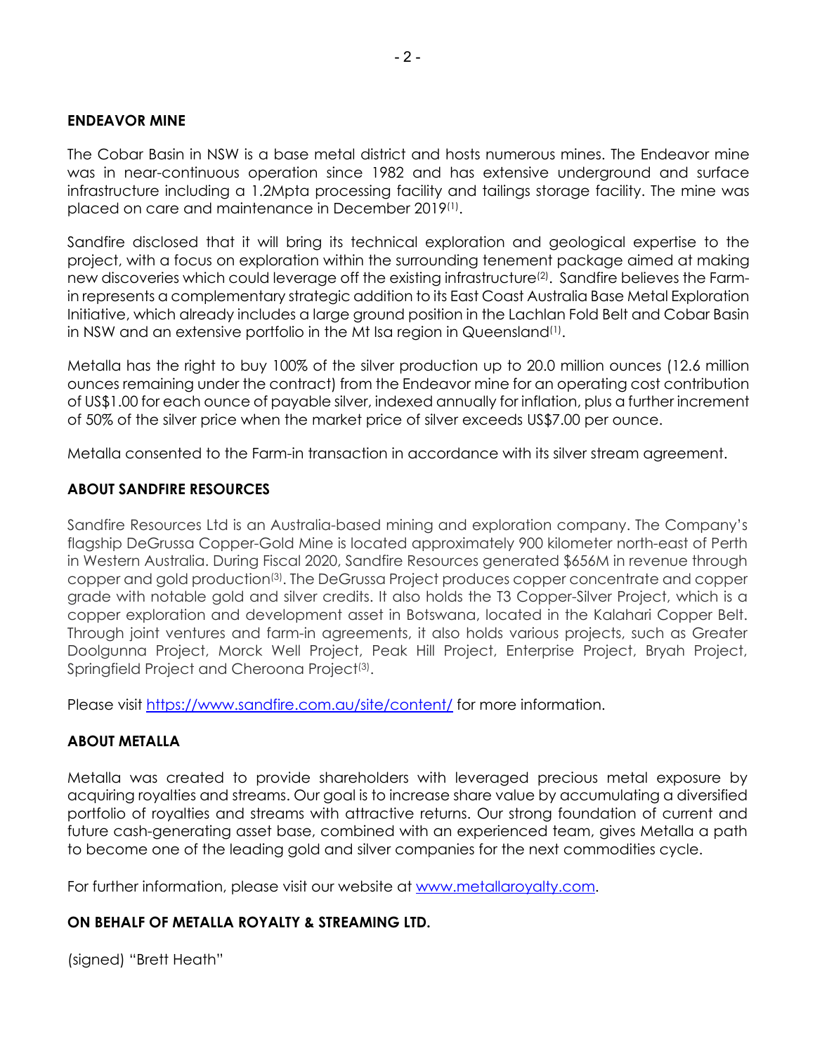## ENDEAVOR MINE

The Cobar Basin in NSW is a base metal district and hosts numerous mines. The Endeavor mine was in near-continuous operation since 1982 and has extensive underground and surface infrastructure including a 1.2Mpta processing facility and tailings storage facility. The mine was placed on care and maintenance in December 2019[1].

Sandfire disclosed that it will bring its technical exploration and geological expertise to the project, with a focus on exploration within the surrounding tenement package aimed at making new discoveries which could leverage off the existing infrastructure[2]. Sandfire believes the Farm-in represents a complementary strategic addition to its East Coast Australia Base Metal Exploration Initiative, which already includes a large ground position in the Lachlan Fold Belt and Cobar Basin in NSW and an extensive portfolio in the Mt Isa region in Queensland[1].

Metalla has the right to buy 100% of the silver production up to 20.0 million ounces (12.6 million ounces remaining under the contract) from the Endeavor mine for an operating cost contribution of US$1.00 for each ounce of payable silver, indexed annually for inflation, plus a further increment of 50% of the silver price when the market price of silver exceeds US$7.00 per ounce.

Metalla consented to the Farm-in transaction in accordance with its silver stream agreement.

## ABOUT SANDFIRE RESOURCES

Sandfire Resources Ltd is an Australia-based mining and exploration company. The Company's flagship DeGrussa Copper-Gold Mine is located approximately 900 kilometer north-east of Perth in Western Australia. During Fiscal 2020, Sandfire Resources generated $656M in revenue through copper and gold production[3]. The DeGrussa Project produces copper concentrate and copper grade with notable gold and silver credits. It also holds the T3 Copper-Silver Project, which is a copper exploration and development asset in Botswana, located in the Kalahari Copper Belt. Through joint ventures and farm-in agreements, it also holds various projects, such as Greater Doolgunna Project, Morck Well Project, Peak Hill Project, Enterprise Project, Bryah Project, Springfield Project and Cheroona Project[3].

Please visit https://www.sandfire.com.au/site/content/ for more information.

## ABOUT METALLA

Metalla was created to provide shareholders with leveraged precious metal exposure by acquiring royalties and streams. Our goal is to increase share value by accumulating a diversified portfolio of royalties and streams with attractive returns. Our strong foundation of current and future cash-generating asset base, combined with an experienced team, gives Metalla a path to become one of the leading gold and silver companies for the next commodities cycle.

For further information, please visit our website at www.metallaroyalty.com.

**ON BEHALF OF METALLA ROYALTY & STREAMING LTD.**

(signed) "Brett Heath"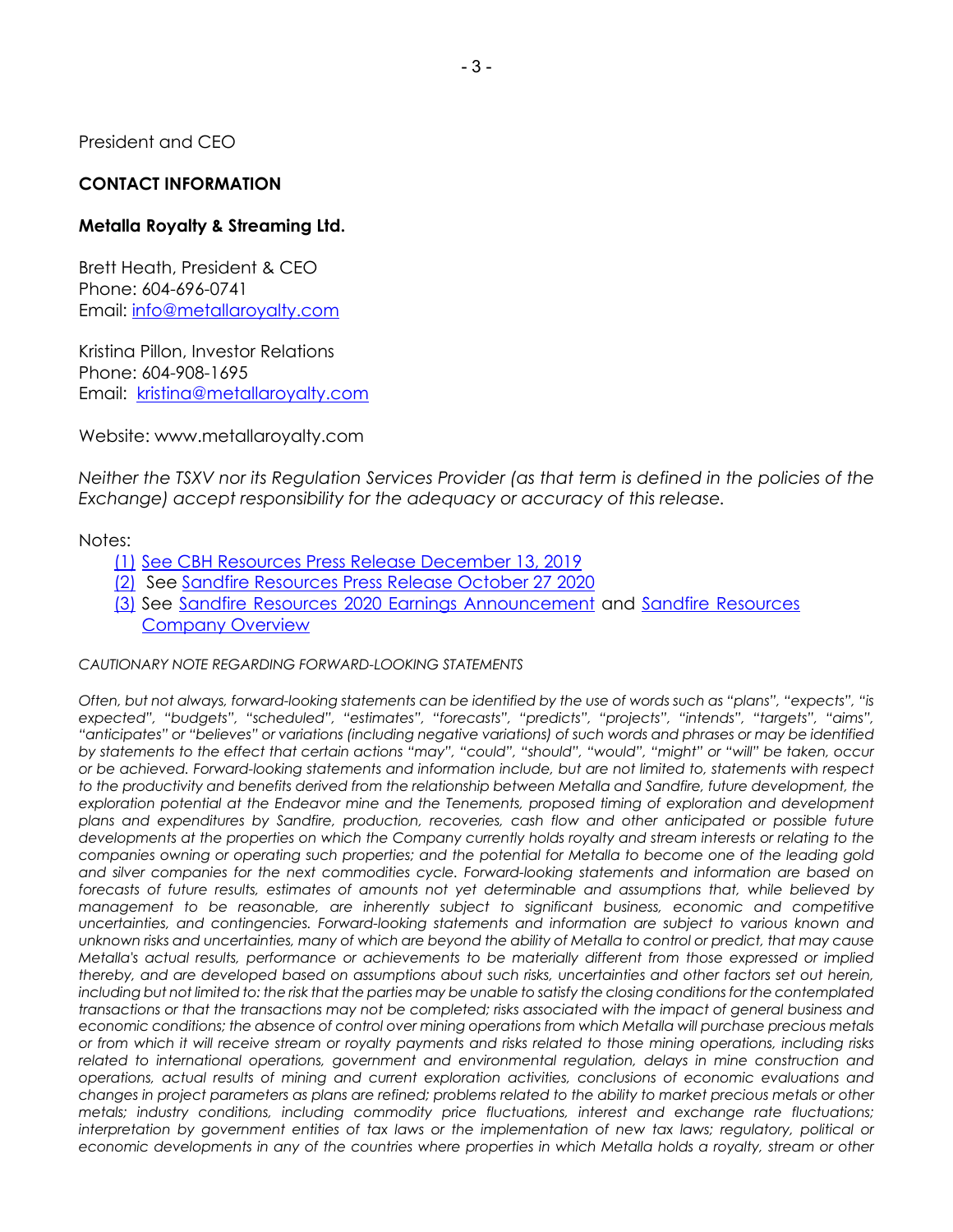President and CEO

**CONTACT INFORMATION**

**Metalla Royalty & Streaming Ltd.**

Brett Heath, President & CEO
Phone: 604-696-0741
Email: info@metallaroyalty.com

Kristina Pillon, Investor Relations
Phone: 604-908-1695
Email: kristina@metallaroyalty.com

Website: www.metallaroyalty.com

*Neither the TSXV nor its Regulation Services Provider (as that term is defined in the policies of the Exchange) accept responsibility for the adequacy or accuracy of this release.*

Notes:

(1) See CBH Resources Press Release December 13, 2019
(2) See Sandfire Resources Press Release October 27 2020
(3) See Sandfire Resources 2020 Earnings Announcement and Sandfire Resources Company Overview

*CAUTIONARY NOTE REGARDING FORWARD-LOOKING STATEMENTS*

*Often, but not always, forward-looking statements can be identified by the use of words such as "plans", "expects", "is expected", "budgets", "scheduled", "estimates", "forecasts", "predicts", "projects", "intends", "targets", "aims", "anticipates" or "believes" or variations (including negative variations) of such words and phrases or may be identified by statements to the effect that certain actions "may", "could", "should", "would", "might" or "will" be taken, occur or be achieved. Forward-looking statements and information include, but are not limited to, statements with respect to the productivity and benefits derived from the relationship between Metalla and Sandfire, future development, the exploration potential at the Endeavor mine and the Tenements, proposed timing of exploration and development plans and expenditures by Sandfire, production, recoveries, cash flow and other anticipated or possible future developments at the properties on which the Company currently holds royalty and stream interests or relating to the companies owning or operating such properties; and the potential for Metalla to become one of the leading gold and silver companies for the next commodities cycle. Forward-looking statements and information are based on forecasts of future results, estimates of amounts not yet determinable and assumptions that, while believed by management to be reasonable, are inherently subject to significant business, economic and competitive uncertainties, and contingencies. Forward-looking statements and information are subject to various known and unknown risks and uncertainties, many of which are beyond the ability of Metalla to control or predict, that may cause Metalla's actual results, performance or achievements to be materially different from those expressed or implied thereby, and are developed based on assumptions about such risks, uncertainties and other factors set out herein, including but not limited to: the risk that the parties may be unable to satisfy the closing conditions for the contemplated transactions or that the transactions may not be completed; risks associated with the impact of general business and economic conditions; the absence of control over mining operations from which Metalla will purchase precious metals or from which it will receive stream or royalty payments and risks related to those mining operations, including risks related to international operations, government and environmental regulation, delays in mine construction and operations, actual results of mining and current exploration activities, conclusions of economic evaluations and changes in project parameters as plans are refined; problems related to the ability to market precious metals or other metals; industry conditions, including commodity price fluctuations, interest and exchange rate fluctuations; interpretation by government entities of tax laws or the implementation of new tax laws; regulatory, political or economic developments in any of the countries where properties in which Metalla holds a royalty, stream or other*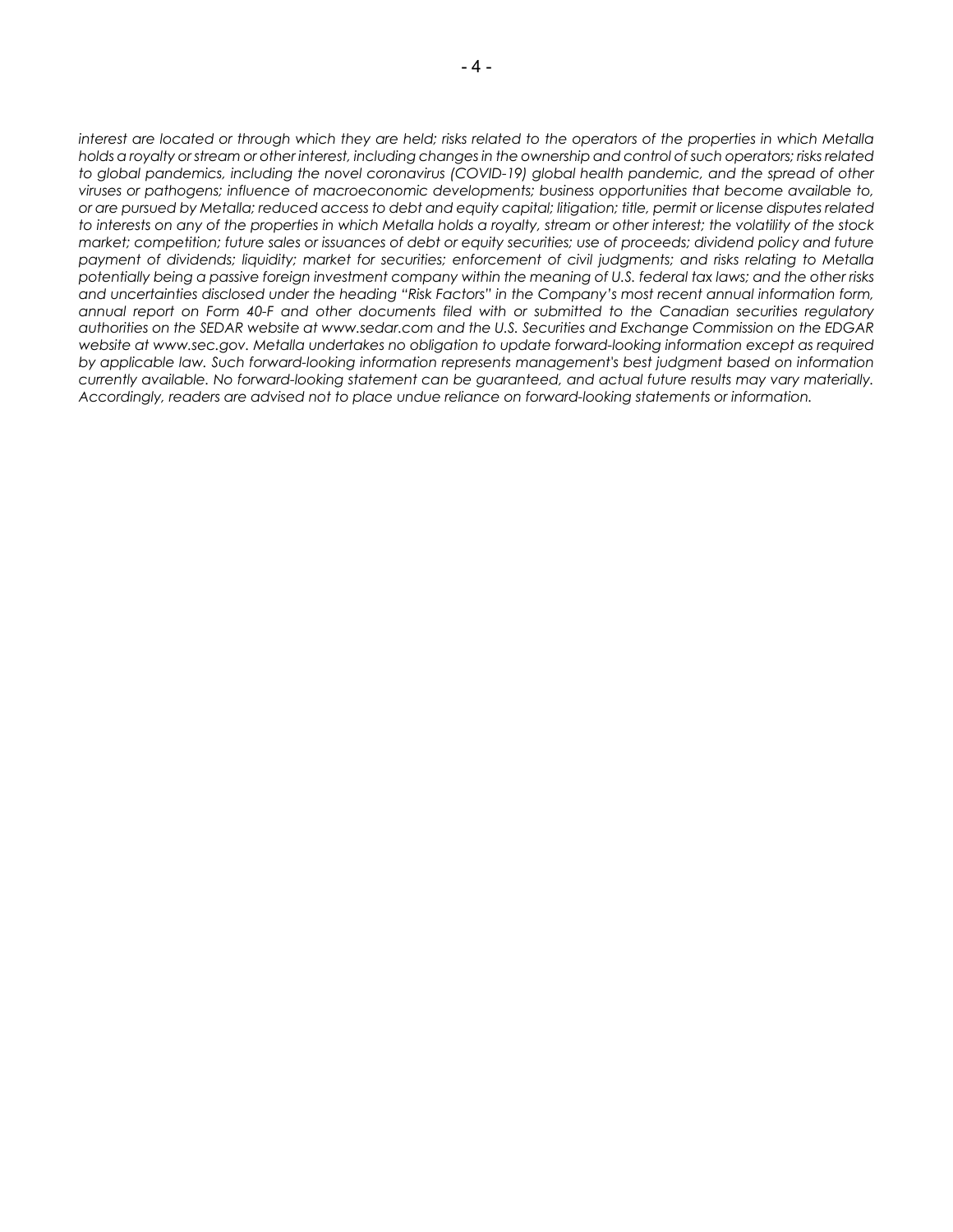*interest are located or through which they are held; risks related to the operators of the properties in which Metalla holds a royalty or stream or other interest, including changes in the ownership and control of such operators; risks related to global pandemics, including the novel coronavirus (COVID-19) global health pandemic, and the spread of other viruses or pathogens; influence of macroeconomic developments; business opportunities that become available to, or are pursued by Metalla; reduced access to debt and equity capital; litigation; title, permit or license disputes related to interests on any of the properties in which Metalla holds a royalty, stream or other interest; the volatility of the stock market; competition; future sales or issuances of debt or equity securities; use of proceeds; dividend policy and future payment of dividends; liquidity; market for securities; enforcement of civil judgments; and risks relating to Metalla potentially being a passive foreign investment company within the meaning of U.S. federal tax laws; and the other risks and uncertainties disclosed under the heading "Risk Factors" in the Company's most recent annual information form, annual report on Form 40-F and other documents filed with or submitted to the Canadian securities regulatory authorities on the SEDAR website at www.sedar.com and the U.S. Securities and Exchange Commission on the EDGAR website at www.sec.gov. Metalla undertakes no obligation to update forward-looking information except as required by applicable law. Such forward-looking information represents management's best judgment based on information currently available. No forward-looking statement can be guaranteed, and actual future results may vary materially. Accordingly, readers are advised not to place undue reliance on forward-looking statements or information.*